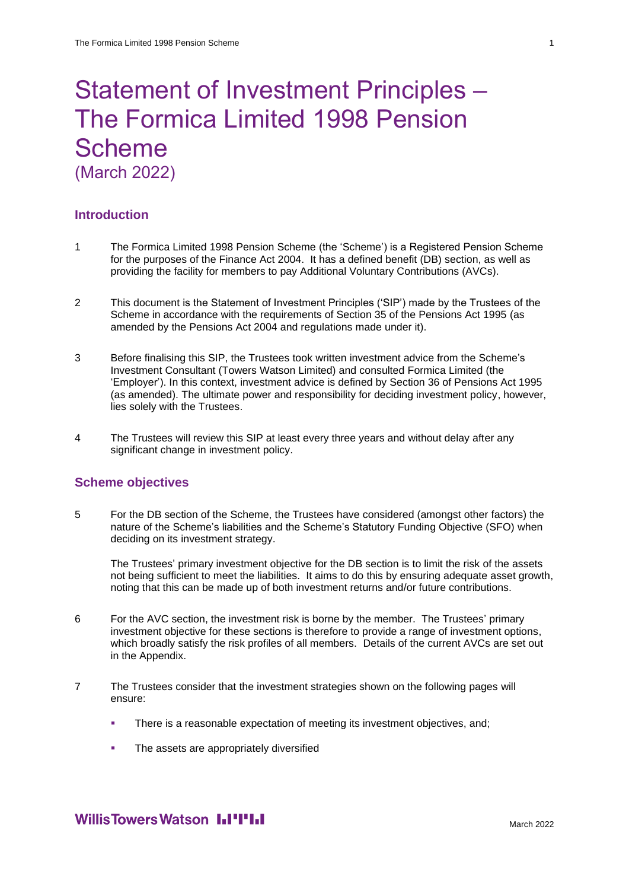# Statement of Investment Principles – The Formica Limited 1998 Pension Scheme
(March 2022)

## Introduction

1 The Formica Limited 1998 Pension Scheme (the 'Scheme') is a Registered Pension Scheme for the purposes of the Finance Act 2004. It has a defined benefit (DB) section, as well as providing the facility for members to pay Additional Voluntary Contributions (AVCs).

2 This document is the Statement of Investment Principles ('SIP') made by the Trustees of the Scheme in accordance with the requirements of Section 35 of the Pensions Act 1995 (as amended by the Pensions Act 2004 and regulations made under it).

3 Before finalising this SIP, the Trustees took written investment advice from the Scheme's Investment Consultant (Towers Watson Limited) and consulted Formica Limited (the 'Employer'). In this context, investment advice is defined by Section 36 of Pensions Act 1995 (as amended). The ultimate power and responsibility for deciding investment policy, however, lies solely with the Trustees.

4 The Trustees will review this SIP at least every three years and without delay after any significant change in investment policy.

## Scheme objectives

5 For the DB section of the Scheme, the Trustees have considered (amongst other factors) the nature of the Scheme's liabilities and the Scheme's Statutory Funding Objective (SFO) when deciding on its investment strategy.

The Trustees' primary investment objective for the DB section is to limit the risk of the assets not being sufficient to meet the liabilities. It aims to do this by ensuring adequate asset growth, noting that this can be made up of both investment returns and/or future contributions.

6 For the AVC section, the investment risk is borne by the member. The Trustees' primary investment objective for these sections is therefore to provide a range of investment options, which broadly satisfy the risk profiles of all members. Details of the current AVCs are set out in the Appendix.

7 The Trustees consider that the investment strategies shown on the following pages will ensure:

- There is a reasonable expectation of meeting its investment objectives, and;
- The assets are appropriately diversified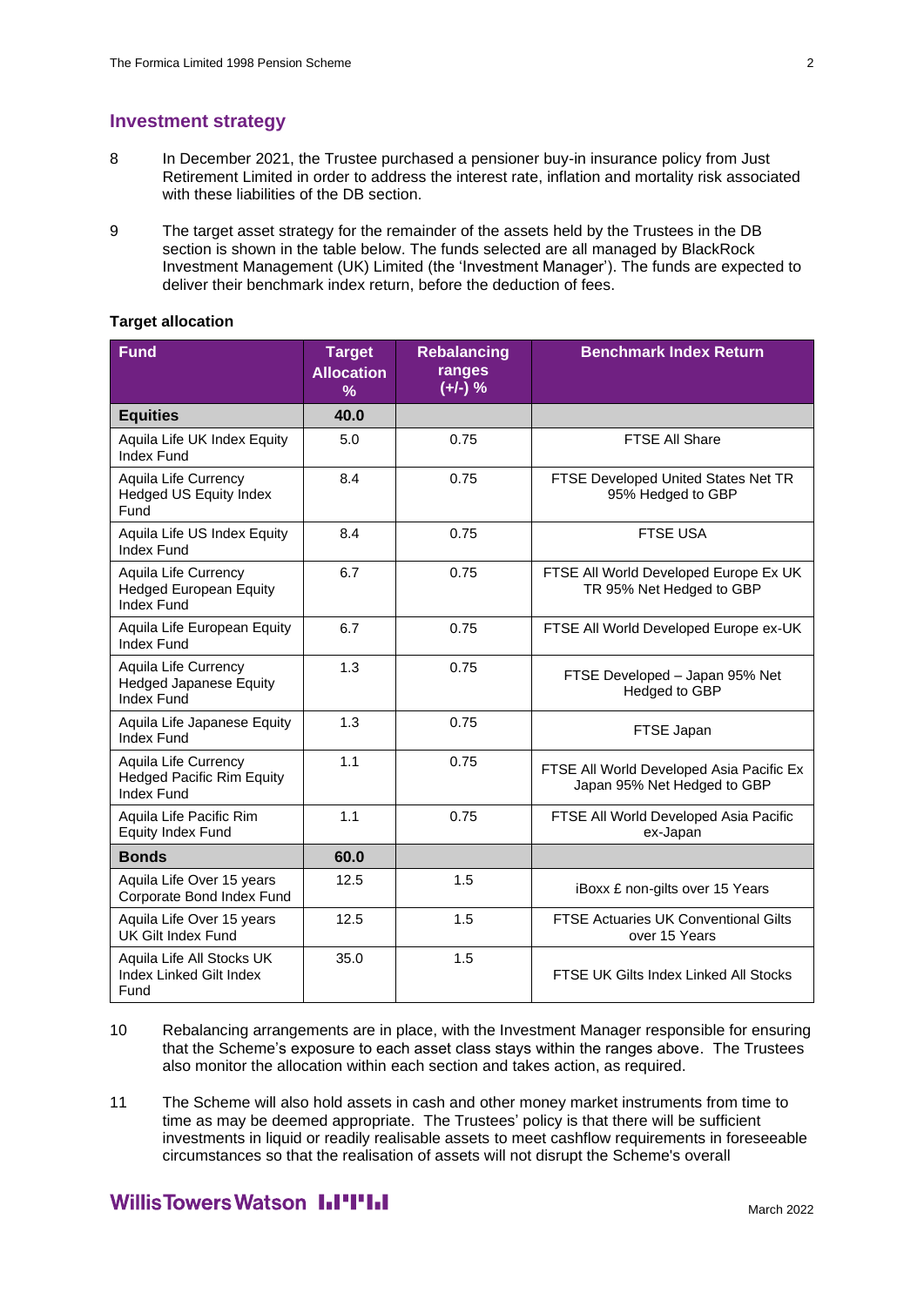## Investment strategy

8 In December 2021, the Trustee purchased a pensioner buy-in insurance policy from Just Retirement Limited in order to address the interest rate, inflation and mortality risk associated with these liabilities of the DB section.

9 The target asset strategy for the remainder of the assets held by the Trustees in the DB section is shown in the table below. The funds selected are all managed by BlackRock Investment Management (UK) Limited (the 'Investment Manager'). The funds are expected to deliver their benchmark index return, before the deduction of fees.

**Target allocation**

| Fund | Target Allocation % | Rebalancing ranges (+/-) % | Benchmark Index Return |
|---|---|---|---|
| **Equities** | **40.0** | | |
| Aquila Life UK Index Equity Index Fund | 5.0 | 0.75 | FTSE All Share |
| Aquila Life Currency Hedged US Equity Index Fund | 8.4 | 0.75 | FTSE Developed United States Net TR 95% Hedged to GBP |
| Aquila Life US Index Equity Index Fund | 8.4 | 0.75 | FTSE USA |
| Aquila Life Currency Hedged European Equity Index Fund | 6.7 | 0.75 | FTSE All World Developed Europe Ex UK TR 95% Net Hedged to GBP |
| Aquila Life European Equity Index Fund | 6.7 | 0.75 | FTSE All World Developed Europe ex-UK |
| Aquila Life Currency Hedged Japanese Equity Index Fund | 1.3 | 0.75 | FTSE Developed – Japan 95% Net Hedged to GBP |
| Aquila Life Japanese Equity Index Fund | 1.3 | 0.75 | FTSE Japan |
| Aquila Life Currency Hedged Pacific Rim Equity Index Fund | 1.1 | 0.75 | FTSE All World Developed Asia Pacific Ex Japan 95% Net Hedged to GBP |
| Aquila Life Pacific Rim Equity Index Fund | 1.1 | 0.75 | FTSE All World Developed Asia Pacific ex-Japan |
| **Bonds** | **60.0** | | |
| Aquila Life Over 15 years Corporate Bond Index Fund | 12.5 | 1.5 | iBoxx £ non-gilts over 15 Years |
| Aquila Life Over 15 years UK Gilt Index Fund | 12.5 | 1.5 | FTSE Actuaries UK Conventional Gilts over 15 Years |
| Aquila Life All Stocks UK Index Linked Gilt Index Fund | 35.0 | 1.5 | FTSE UK Gilts Index Linked All Stocks |

10 Rebalancing arrangements are in place, with the Investment Manager responsible for ensuring that the Scheme's exposure to each asset class stays within the ranges above. The Trustees also monitor the allocation within each section and takes action, as required.

11 The Scheme will also hold assets in cash and other money market instruments from time to time as may be deemed appropriate. The Trustees' policy is that there will be sufficient investments in liquid or readily realisable assets to meet cashflow requirements in foreseeable circumstances so that the realisation of assets will not disrupt the Scheme's overall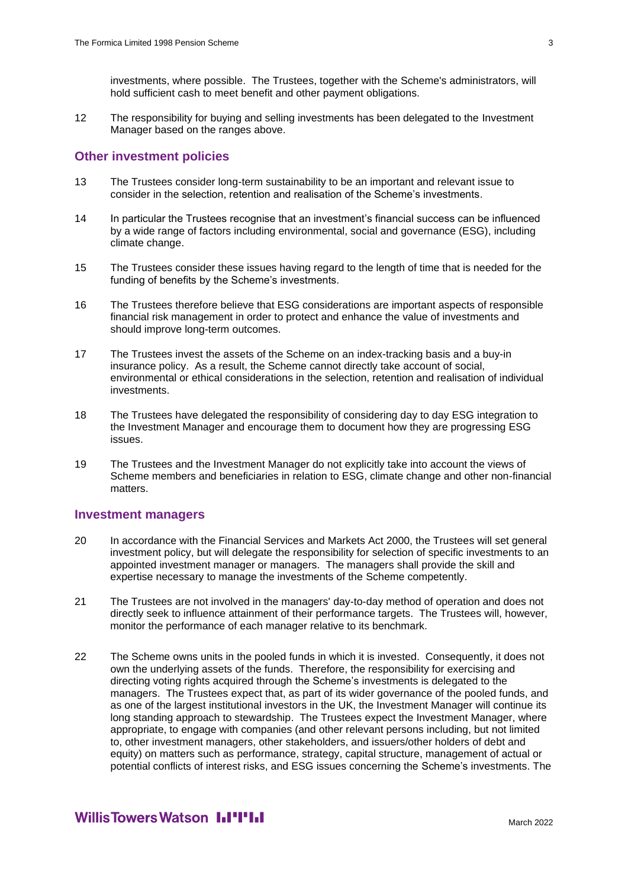investments, where possible. The Trustees, together with the Scheme's administrators, will hold sufficient cash to meet benefit and other payment obligations.

12 The responsibility for buying and selling investments has been delegated to the Investment Manager based on the ranges above.

## Other investment policies

13 The Trustees consider long-term sustainability to be an important and relevant issue to consider in the selection, retention and realisation of the Scheme's investments.

14 In particular the Trustees recognise that an investment's financial success can be influenced by a wide range of factors including environmental, social and governance (ESG), including climate change.

15 The Trustees consider these issues having regard to the length of time that is needed for the funding of benefits by the Scheme's investments.

16 The Trustees therefore believe that ESG considerations are important aspects of responsible financial risk management in order to protect and enhance the value of investments and should improve long-term outcomes.

17 The Trustees invest the assets of the Scheme on an index-tracking basis and a buy-in insurance policy. As a result, the Scheme cannot directly take account of social, environmental or ethical considerations in the selection, retention and realisation of individual investments.

18 The Trustees have delegated the responsibility of considering day to day ESG integration to the Investment Manager and encourage them to document how they are progressing ESG issues.

19 The Trustees and the Investment Manager do not explicitly take into account the views of Scheme members and beneficiaries in relation to ESG, climate change and other non-financial matters.

## Investment managers

20 In accordance with the Financial Services and Markets Act 2000, the Trustees will set general investment policy, but will delegate the responsibility for selection of specific investments to an appointed investment manager or managers. The managers shall provide the skill and expertise necessary to manage the investments of the Scheme competently.

21 The Trustees are not involved in the managers' day-to-day method of operation and does not directly seek to influence attainment of their performance targets. The Trustees will, however, monitor the performance of each manager relative to its benchmark.

22 The Scheme owns units in the pooled funds in which it is invested. Consequently, it does not own the underlying assets of the funds. Therefore, the responsibility for exercising and directing voting rights acquired through the Scheme's investments is delegated to the managers. The Trustees expect that, as part of its wider governance of the pooled funds, and as one of the largest institutional investors in the UK, the Investment Manager will continue its long standing approach to stewardship. The Trustees expect the Investment Manager, where appropriate, to engage with companies (and other relevant persons including, but not limited to, other investment managers, other stakeholders, and issuers/other holders of debt and equity) on matters such as performance, strategy, capital structure, management of actual or potential conflicts of interest risks, and ESG issues concerning the Scheme's investments. The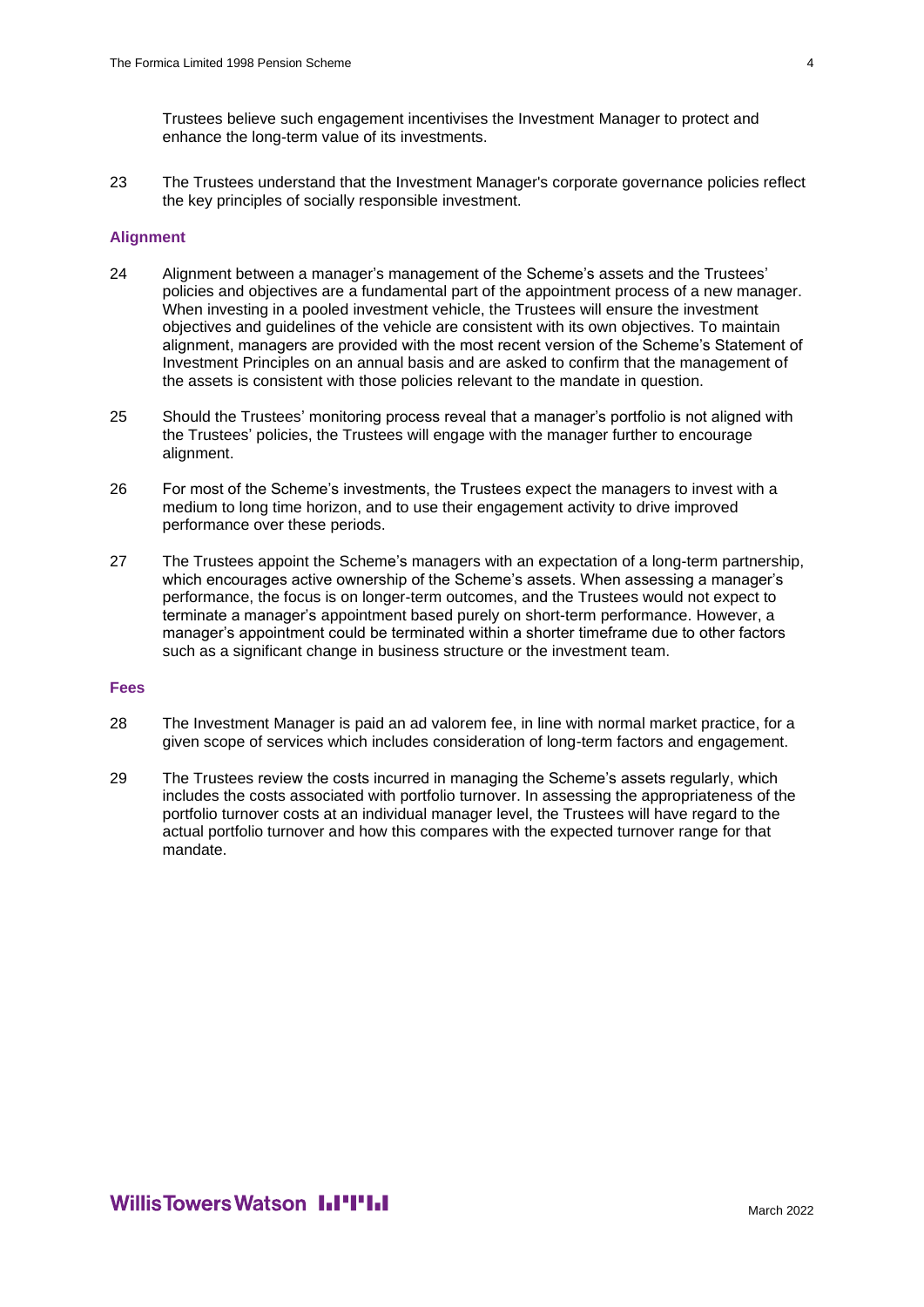Trustees believe such engagement incentivises the Investment Manager to protect and enhance the long-term value of its investments.

23 The Trustees understand that the Investment Manager's corporate governance policies reflect the key principles of socially responsible investment.

### Alignment

24 Alignment between a manager's management of the Scheme's assets and the Trustees' policies and objectives are a fundamental part of the appointment process of a new manager. When investing in a pooled investment vehicle, the Trustees will ensure the investment objectives and guidelines of the vehicle are consistent with its own objectives. To maintain alignment, managers are provided with the most recent version of the Scheme's Statement of Investment Principles on an annual basis and are asked to confirm that the management of the assets is consistent with those policies relevant to the mandate in question.

25 Should the Trustees' monitoring process reveal that a manager's portfolio is not aligned with the Trustees' policies, the Trustees will engage with the manager further to encourage alignment.

26 For most of the Scheme's investments, the Trustees expect the managers to invest with a medium to long time horizon, and to use their engagement activity to drive improved performance over these periods.

27 The Trustees appoint the Scheme's managers with an expectation of a long-term partnership, which encourages active ownership of the Scheme's assets. When assessing a manager's performance, the focus is on longer-term outcomes, and the Trustees would not expect to terminate a manager's appointment based purely on short-term performance. However, a manager's appointment could be terminated within a shorter timeframe due to other factors such as a significant change in business structure or the investment team.

### Fees

28 The Investment Manager is paid an ad valorem fee, in line with normal market practice, for a given scope of services which includes consideration of long-term factors and engagement.

29 The Trustees review the costs incurred in managing the Scheme's assets regularly, which includes the costs associated with portfolio turnover. In assessing the appropriateness of the portfolio turnover costs at an individual manager level, the Trustees will have regard to the actual portfolio turnover and how this compares with the expected turnover range for that mandate.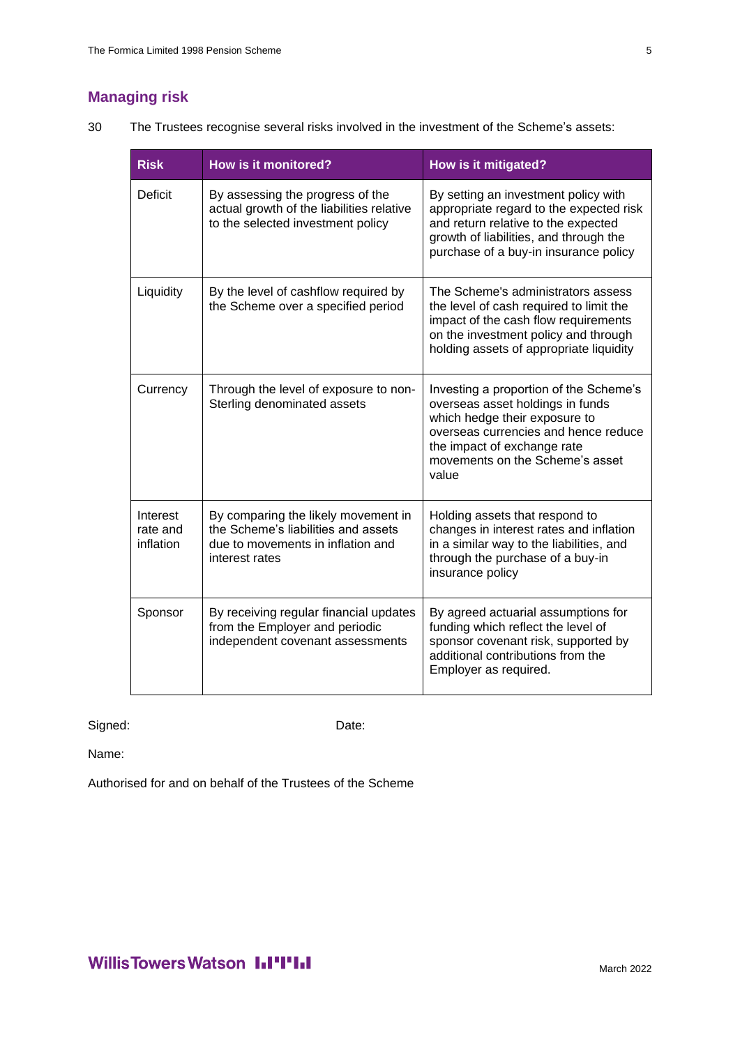## Managing risk

30 The Trustees recognise several risks involved in the investment of the Scheme's assets:

| Risk | How is it monitored? | How is it mitigated? |
|---|---|---|
| Deficit | By assessing the progress of the actual growth of the liabilities relative to the selected investment policy | By setting an investment policy with appropriate regard to the expected risk and return relative to the expected growth of liabilities, and through the purchase of a buy-in insurance policy |
| Liquidity | By the level of cashflow required by the Scheme over a specified period | The Scheme's administrators assess the level of cash required to limit the impact of the cash flow requirements on the investment policy and through holding assets of appropriate liquidity |
| Currency | Through the level of exposure to non-Sterling denominated assets | Investing a proportion of the Scheme's overseas asset holdings in funds which hedge their exposure to overseas currencies and hence reduce the impact of exchange rate movements on the Scheme's asset value |
| Interest rate and inflation | By comparing the likely movement in the Scheme's liabilities and assets due to movements in inflation and interest rates | Holding assets that respond to changes in interest rates and inflation in a similar way to the liabilities, and through the purchase of a buy-in insurance policy |
| Sponsor | By receiving regular financial updates from the Employer and periodic independent covenant assessments | By agreed actuarial assumptions for funding which reflect the level of sponsor covenant risk, supported by additional contributions from the Employer as required. |

Signed: Date:

Name:

Authorised for and on behalf of the Trustees of the Scheme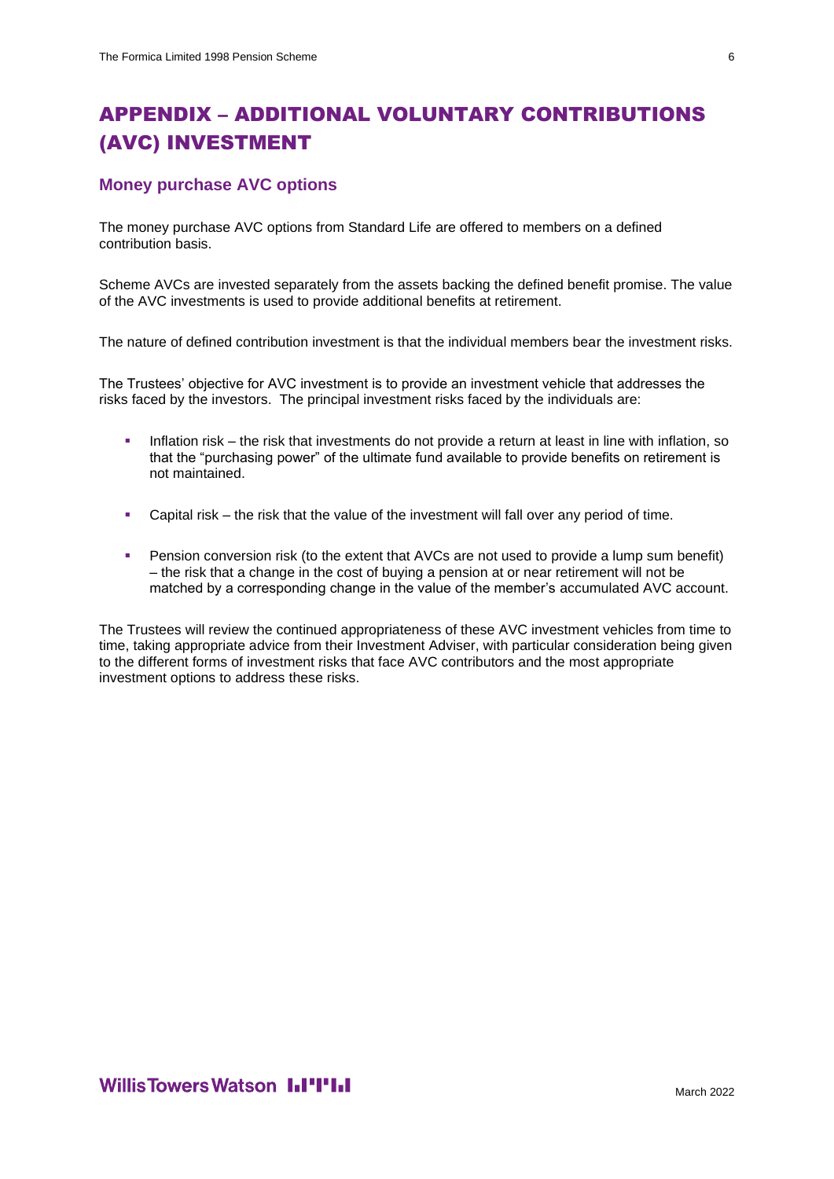# APPENDIX – ADDITIONAL VOLUNTARY CONTRIBUTIONS (AVC) INVESTMENT

## Money purchase AVC options

The money purchase AVC options from Standard Life are offered to members on a defined contribution basis.

Scheme AVCs are invested separately from the assets backing the defined benefit promise. The value of the AVC investments is used to provide additional benefits at retirement.

The nature of defined contribution investment is that the individual members bear the investment risks.

The Trustees' objective for AVC investment is to provide an investment vehicle that addresses the risks faced by the investors. The principal investment risks faced by the individuals are:

- Inflation risk – the risk that investments do not provide a return at least in line with inflation, so that the "purchasing power" of the ultimate fund available to provide benefits on retirement is not maintained.
- Capital risk – the risk that the value of the investment will fall over any period of time.
- Pension conversion risk (to the extent that AVCs are not used to provide a lump sum benefit) – the risk that a change in the cost of buying a pension at or near retirement will not be matched by a corresponding change in the value of the member's accumulated AVC account.

The Trustees will review the continued appropriateness of these AVC investment vehicles from time to time, taking appropriate advice from their Investment Adviser, with particular consideration being given to the different forms of investment risks that face AVC contributors and the most appropriate investment options to address these risks.